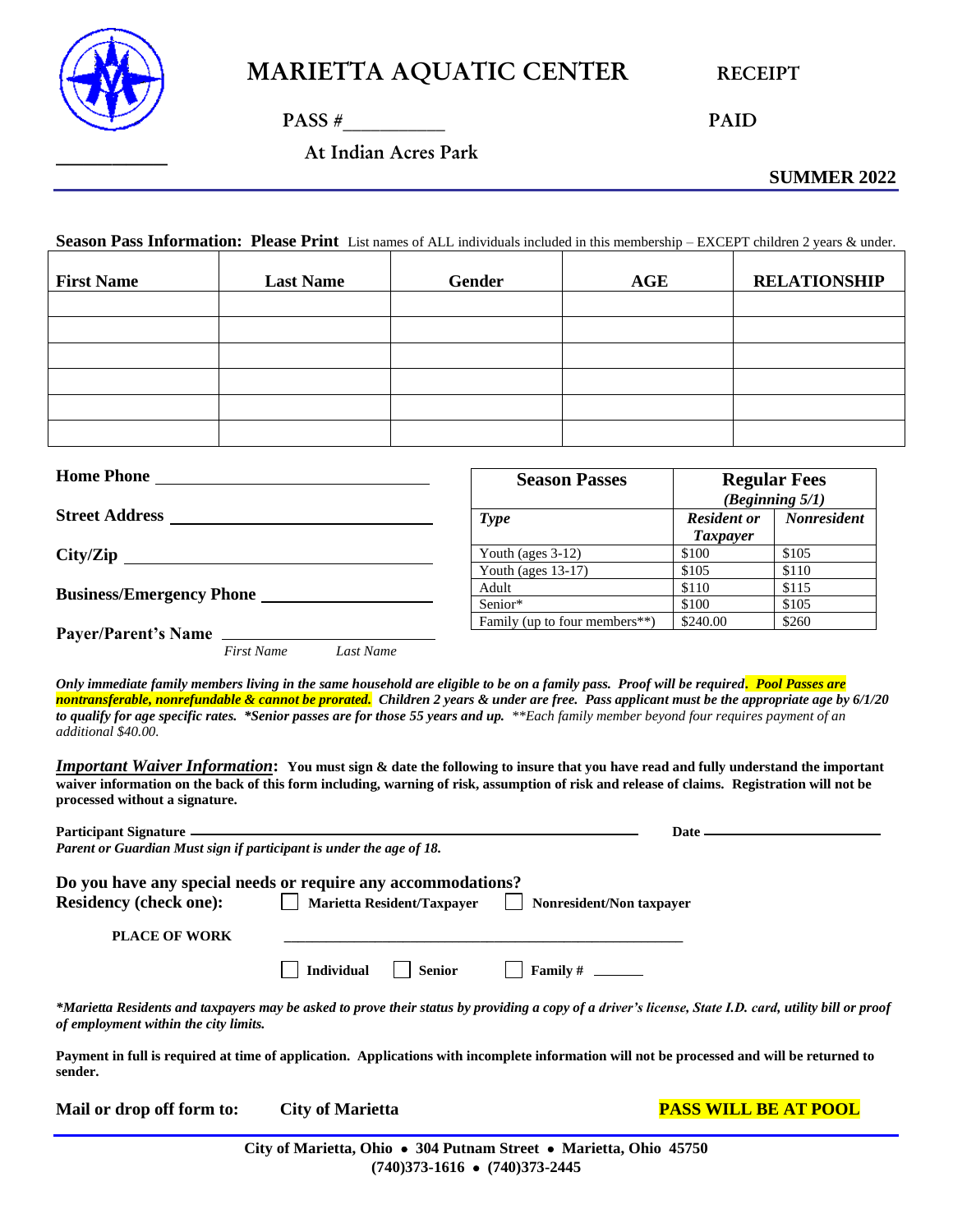# MARIETTA AQUATIC CENTER

**RECEIPT**

PASS #__________

**PAID**

At Indian Acres Park

__________

**SUMMER 2022**

**Season Pass Information: Please Print** List names of ALL individuals included in this membership – EXCEPT children 2 years & under.

| First Name | Last Name | Gender | AGE | RELATIONSHIP |
|---|---|---|---|---|
| | | | | |
| | | | | |
| | | | | |
| | | | | |
| | | | | |
| | | | | |

**Home Phone** ______________________________

**Street Address** ______________________________

**City/Zip** ______________________________

**Business/Emergency Phone** ______________________________

**Payer/Parent's Name** ______________________________
*First Name* *Last Name*

| Season Passes | Regular Fees *(Beginning 5/1)* | |
|---|---|---|
| ***Type*** | ***Resident or Taxpayer*** | ***Nonresident*** |
| Youth (ages 3-12) | $100 | $105 |
| Youth (ages 13-17) | $105 | $110 |
| Adult | $110 | $115 |
| Senior* | $100 | $105 |
| Family (up to four members**) | $240.00 | $260 |

***Only immediate family members living in the same household are eligible to be on a family pass. Proof will be required. Pool Passes are nontransferable, nonrefundable & cannot be prorated. Children 2 years & under are free. Pass applicant must be the appropriate age by 6/1/20 to qualify for age specific rates. *Senior passes are for those 55 years and up.*** *\*\*Each family member beyond four requires payment of an additional $40.00.*

***Important Waiver Information*: You must sign & date the following to insure that you have read and fully understand the important waiver information on the back of this form including, warning of risk, assumption of risk and release of claims. Registration will not be processed without a signature.**

**Participant Signature** ______________________________ **Date** ______________
***Parent or Guardian Must sign if participant is under the age of 18.***

**Do you have any special needs or require any accommodations?**

**Residency (check one):** ☐ **Marietta Resident/Taxpayer** ☐ **Nonresident/Non taxpayer**

**PLACE OF WORK** ______________________________

☐ **Individual** ☐ **Senior** ☐ **Family #** ______

***\*Marietta Residents and taxpayers may be asked to prove their status by providing a copy of a driver's license, State I.D. card, utility bill or proof of employment within the city limits.***

**Payment in full is required at time of application. Applications with incomplete information will not be processed and will be returned to sender.**

**Mail or drop off form to:** **City of Marietta**

**PASS WILL BE AT POOL**

**City of Marietta, Ohio • 304 Putnam Street • Marietta, Ohio 45750**
**(740)373-1616 • (740)373-2445**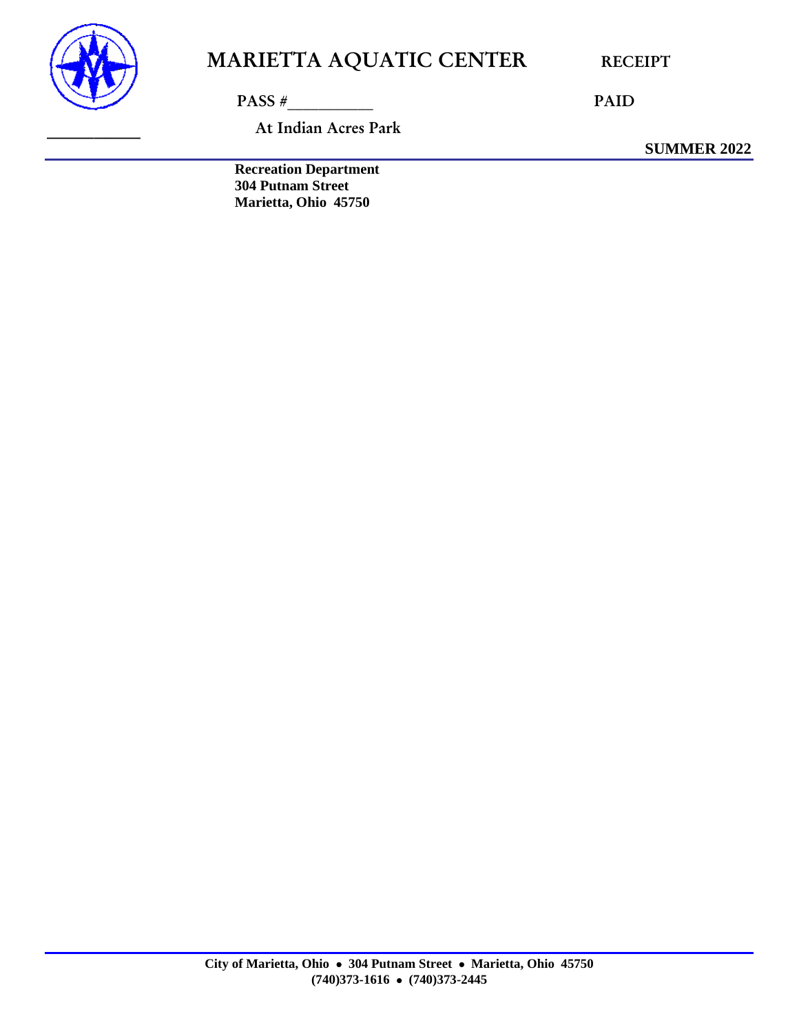# MARIETTA AQUATIC CENTER

**RECEIPT**

PASS #__________

**PAID**

At Indian Acres Park

**SUMMER 2022**

**Recreation Department**
**304 Putnam Street**
**Marietta, Ohio 45750**

**City of Marietta, Ohio • 304 Putnam Street • Marietta, Ohio 45750**
**(740)373-1616 • (740)373-2445**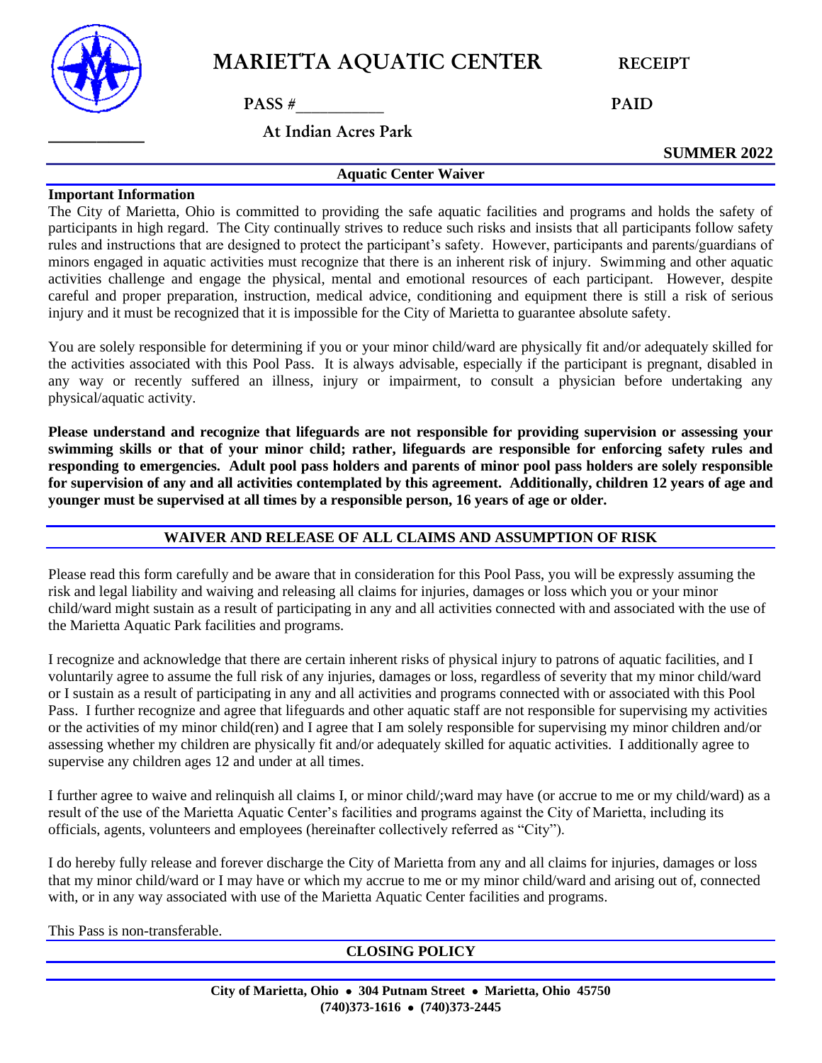# MARIETTA AQUATIC CENTER

**RECEIPT**

**PASS #__________**

**PAID**

**At Indian Acres Park**

**SUMMER 2022**

**Aquatic Center Waiver**

**Important Information**

The City of Marietta, Ohio is committed to providing the safe aquatic facilities and programs and holds the safety of participants in high regard. The City continually strives to reduce such risks and insists that all participants follow safety rules and instructions that are designed to protect the participant's safety. However, participants and parents/guardians of minors engaged in aquatic activities must recognize that there is an inherent risk of injury. Swimming and other aquatic activities challenge and engage the physical, mental and emotional resources of each participant. However, despite careful and proper preparation, instruction, medical advice, conditioning and equipment there is still a risk of serious injury and it must be recognized that it is impossible for the City of Marietta to guarantee absolute safety.

You are solely responsible for determining if you or your minor child/ward are physically fit and/or adequately skilled for the activities associated with this Pool Pass. It is always advisable, especially if the participant is pregnant, disabled in any way or recently suffered an illness, injury or impairment, to consult a physician before undertaking any physical/aquatic activity.

**Please understand and recognize that lifeguards are not responsible for providing supervision or assessing your swimming skills or that of your minor child; rather, lifeguards are responsible for enforcing safety rules and responding to emergencies. Adult pool pass holders and parents of minor pool pass holders are solely responsible for supervision of any and all activities contemplated by this agreement. Additionally, children 12 years of age and younger must be supervised at all times by a responsible person, 16 years of age or older.**

## WAIVER AND RELEASE OF ALL CLAIMS AND ASSUMPTION OF RISK

Please read this form carefully and be aware that in consideration for this Pool Pass, you will be expressly assuming the risk and legal liability and waiving and releasing all claims for injuries, damages or loss which you or your minor child/ward might sustain as a result of participating in any and all activities connected with and associated with the use of the Marietta Aquatic Park facilities and programs.

I recognize and acknowledge that there are certain inherent risks of physical injury to patrons of aquatic facilities, and I voluntarily agree to assume the full risk of any injuries, damages or loss, regardless of severity that my minor child/ward or I sustain as a result of participating in any and all activities and programs connected with or associated with this Pool Pass. I further recognize and agree that lifeguards and other aquatic staff are not responsible for supervising my activities or the activities of my minor child(ren) and I agree that I am solely responsible for supervising my minor children and/or assessing whether my children are physically fit and/or adequately skilled for aquatic activities. I additionally agree to supervise any children ages 12 and under at all times.

I further agree to waive and relinquish all claims I, or minor child/;ward may have (or accrue to me or my child/ward) as a result of the use of the Marietta Aquatic Center's facilities and programs against the City of Marietta, including its officials, agents, volunteers and employees (hereinafter collectively referred as "City").

I do hereby fully release and forever discharge the City of Marietta from any and all claims for injuries, damages or loss that my minor child/ward or I may have or which my accrue to me or my minor child/ward and arising out of, connected with, or in any way associated with use of the Marietta Aquatic Center facilities and programs.

This Pass is non-transferable.

## CLOSING POLICY

**City of Marietta, Ohio • 304 Putnam Street • Marietta, Ohio 45750**
**(740)373-1616 • (740)373-2445**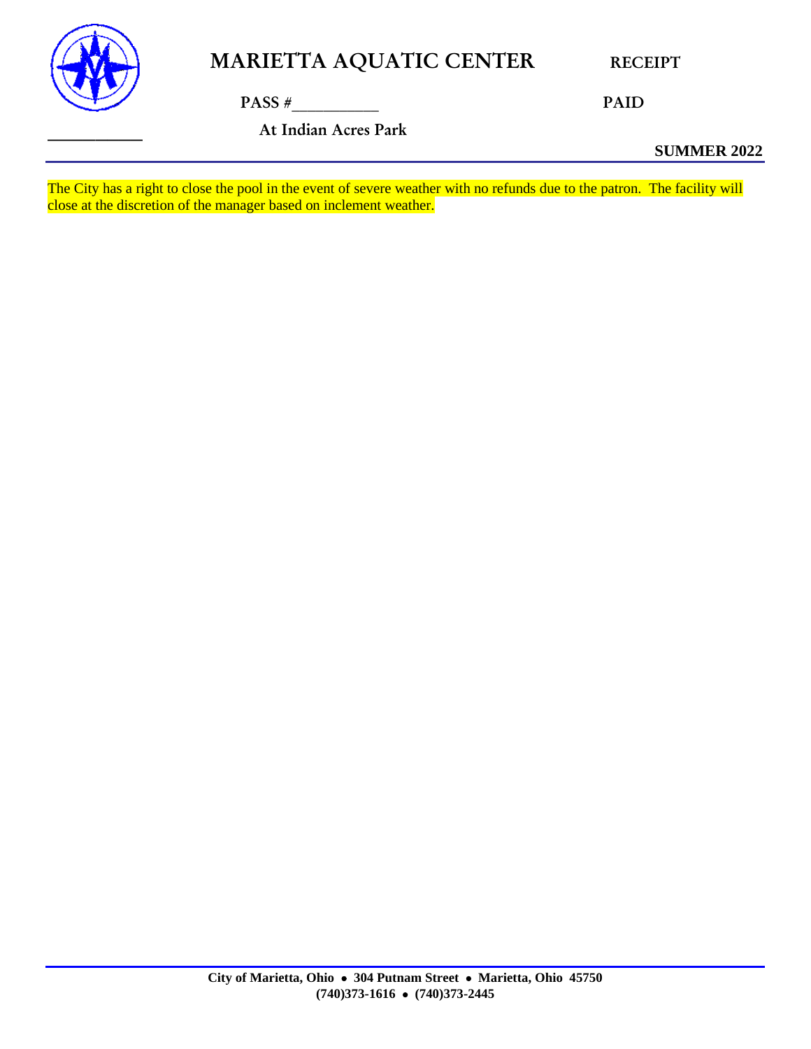# MARIETTA AQUATIC CENTER

**RECEIPT**

**PASS #__________**

**PAID**

**At Indian Acres Park**

___________

**SUMMER 2022**

The City has a right to close the pool in the event of severe weather with no refunds due to the patron. The facility will close at the discretion of the manager based on inclement weather.

**City of Marietta, Ohio • 304 Putnam Street • Marietta, Ohio 45750**
**(740)373-1616 • (740)373-2445**